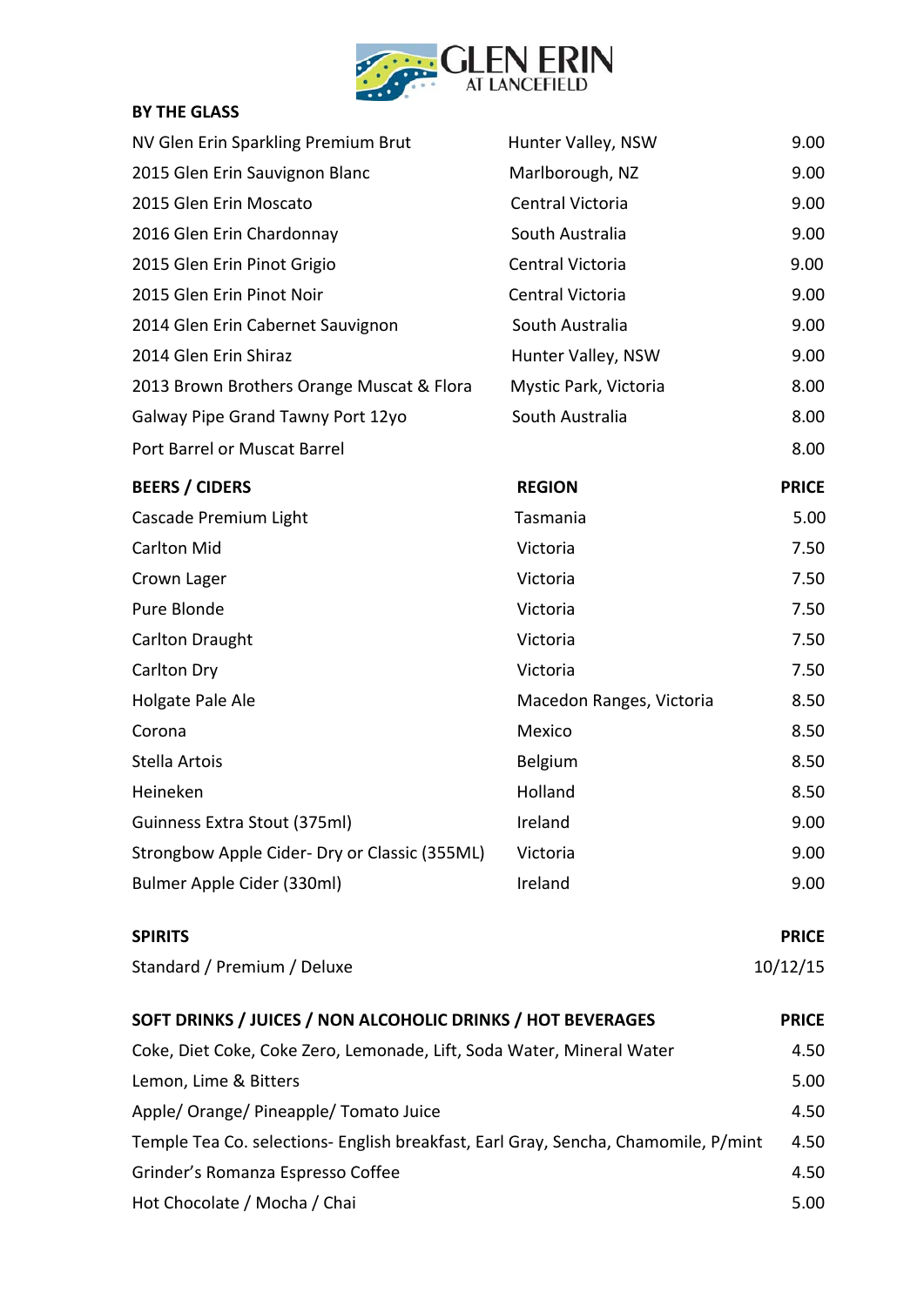# GLEN ERIN AT LANCEFIELD

## BY THE GLASS

| | | |
|---|---|---|
| NV Glen Erin Sparkling Premium Brut | Hunter Valley, NSW | 9.00 |
| 2015 Glen Erin Sauvignon Blanc | Marlborough, NZ | 9.00 |
| 2015 Glen Erin Moscato | Central Victoria | 9.00 |
| 2016 Glen Erin Chardonnay | South Australia | 9.00 |
| 2015 Glen Erin Pinot Grigio | Central Victoria | 9.00 |
| 2015 Glen Erin Pinot Noir | Central Victoria | 9.00 |
| 2014 Glen Erin Cabernet Sauvignon | South Australia | 9.00 |
| 2014 Glen Erin Shiraz | Hunter Valley, NSW | 9.00 |
| 2013 Brown Brothers Orange Muscat & Flora | Mystic Park, Victoria | 8.00 |
| Galway Pipe Grand Tawny Port 12yo | South Australia | 8.00 |
| Port Barrel or Muscat Barrel | | 8.00 |

| BEERS / CIDERS | REGION | PRICE |
|---|---|---|
| Cascade Premium Light | Tasmania | 5.00 |
| Carlton Mid | Victoria | 7.50 |
| Crown Lager | Victoria | 7.50 |
| Pure Blonde | Victoria | 7.50 |
| Carlton Draught | Victoria | 7.50 |
| Carlton Dry | Victoria | 7.50 |
| Holgate Pale Ale | Macedon Ranges, Victoria | 8.50 |
| Corona | Mexico | 8.50 |
| Stella Artois | Belgium | 8.50 |
| Heineken | Holland | 8.50 |
| Guinness Extra Stout (375ml) | Ireland | 9.00 |
| Strongbow Apple Cider- Dry or Classic (355ML) | Victoria | 9.00 |
| Bulmer Apple Cider (330ml) | Ireland | 9.00 |

| SPIRITS | PRICE |
|---|---|
| Standard / Premium / Deluxe | 10/12/15 |

| SOFT DRINKS / JUICES / NON ALCOHOLIC DRINKS / HOT BEVERAGES | PRICE |
|---|---|
| Coke, Diet Coke, Coke Zero, Lemonade, Lift, Soda Water, Mineral Water | 4.50 |
| Lemon, Lime & Bitters | 5.00 |
| Apple/ Orange/ Pineapple/ Tomato Juice | 4.50 |
| Temple Tea Co. selections- English breakfast, Earl Gray, Sencha, Chamomile, P/mint | 4.50 |
| Grinder's Romanza Espresso Coffee | 4.50 |
| Hot Chocolate / Mocha / Chai | 5.00 |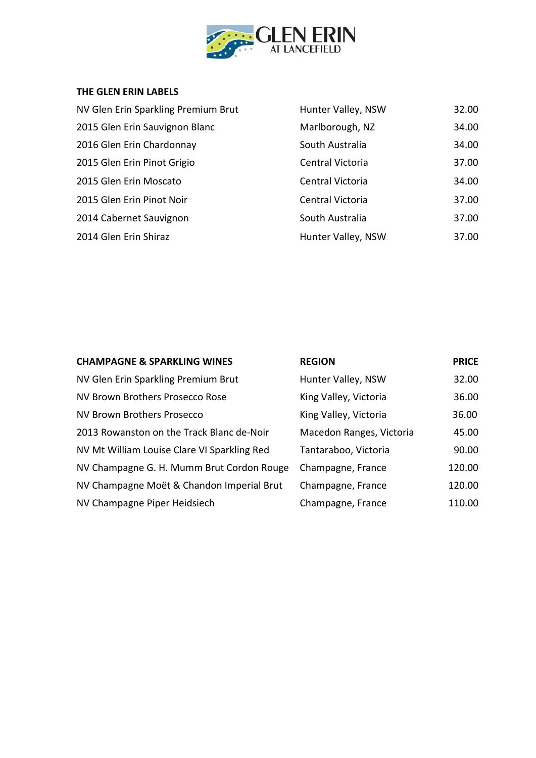GLEN ERIN AT LANCEFIELD

**THE GLEN ERIN LABELS**

| | | |
|---|---|---|
| NV Glen Erin Sparkling Premium Brut | Hunter Valley, NSW | 32.00 |
| 2015 Glen Erin Sauvignon Blanc | Marlborough, NZ | 34.00 |
| 2016 Glen Erin Chardonnay | South Australia | 34.00 |
| 2015 Glen Erin Pinot Grigio | Central Victoria | 37.00 |
| 2015 Glen Erin Moscato | Central Victoria | 34.00 |
| 2015 Glen Erin Pinot Noir | Central Victoria | 37.00 |
| 2014 Cabernet Sauvignon | South Australia | 37.00 |
| 2014 Glen Erin Shiraz | Hunter Valley, NSW | 37.00 |

| **CHAMPAGNE & SPARKLING WINES** | **REGION** | **PRICE** |
|---|---|---|
| NV Glen Erin Sparkling Premium Brut | Hunter Valley, NSW | 32.00 |
| NV Brown Brothers Prosecco Rose | King Valley, Victoria | 36.00 |
| NV Brown Brothers Prosecco | King Valley, Victoria | 36.00 |
| 2013 Rowanston on the Track Blanc de-Noir | Macedon Ranges, Victoria | 45.00 |
| NV Mt William Louise Clare VI Sparkling Red | Tantaraboo, Victoria | 90.00 |
| NV Champagne G. H. Mumm Brut Cordon Rouge | Champagne, France | 120.00 |
| NV Champagne Moët & Chandon Imperial Brut | Champagne, France | 120.00 |
| NV Champagne Piper Heidsiech | Champagne, France | 110.00 |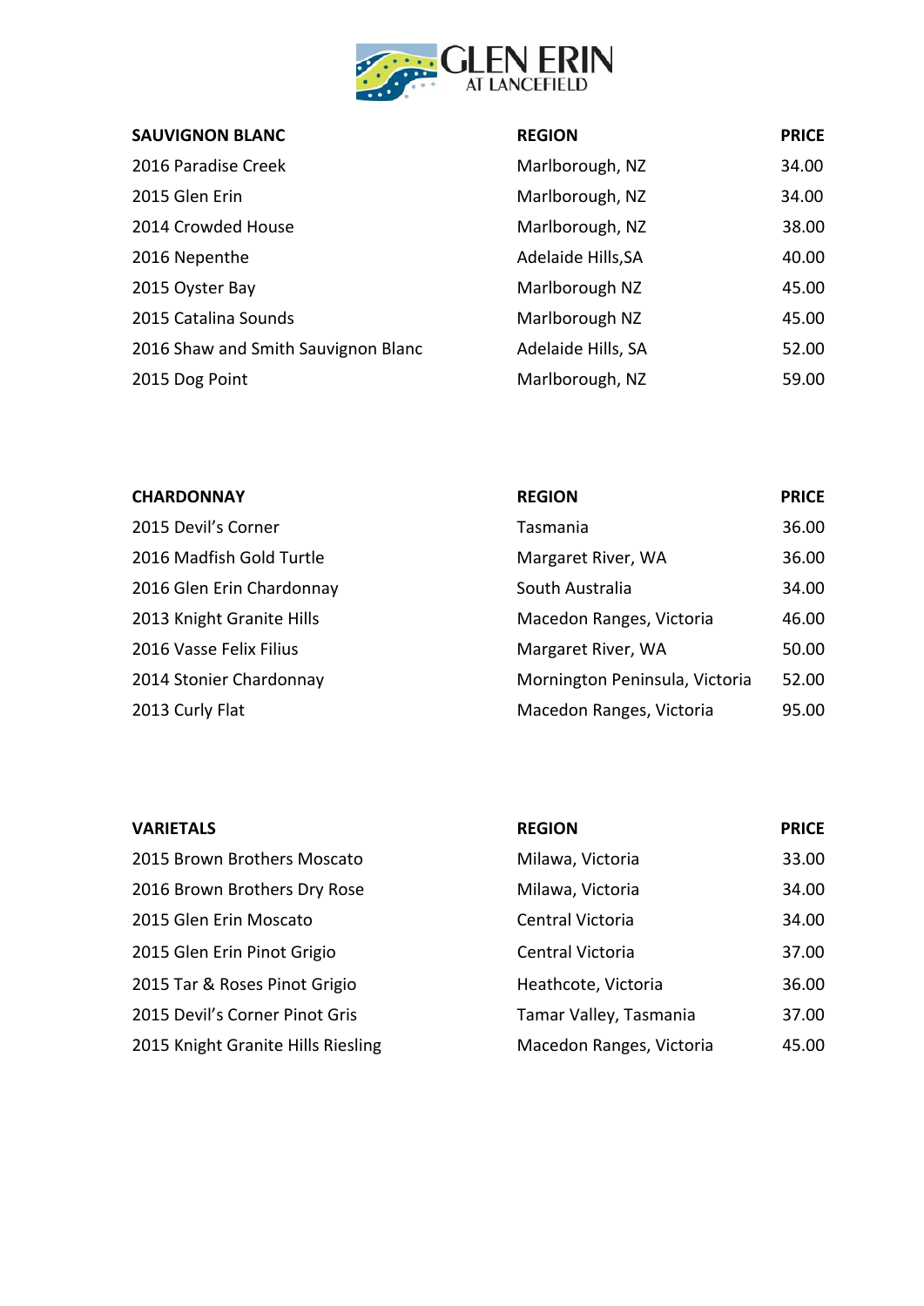# GLEN ERIN AT LANCEFIELD

| SAUVIGNON BLANC | REGION | PRICE |
|---|---|---|
| 2016 Paradise Creek | Marlborough, NZ | 34.00 |
| 2015 Glen Erin | Marlborough, NZ | 34.00 |
| 2014 Crowded House | Marlborough, NZ | 38.00 |
| 2016 Nepenthe | Adelaide Hills,SA | 40.00 |
| 2015 Oyster Bay | Marlborough NZ | 45.00 |
| 2015 Catalina Sounds | Marlborough NZ | 45.00 |
| 2016 Shaw and Smith Sauvignon Blanc | Adelaide Hills, SA | 52.00 |
| 2015 Dog Point | Marlborough, NZ | 59.00 |

| CHARDONNAY | REGION | PRICE |
|---|---|---|
| 2015 Devil's Corner | Tasmania | 36.00 |
| 2016 Madfish Gold Turtle | Margaret River, WA | 36.00 |
| 2016 Glen Erin Chardonnay | South Australia | 34.00 |
| 2013 Knight Granite Hills | Macedon Ranges, Victoria | 46.00 |
| 2016 Vasse Felix Filius | Margaret River, WA | 50.00 |
| 2014 Stonier Chardonnay | Mornington Peninsula, Victoria | 52.00 |
| 2013 Curly Flat | Macedon Ranges, Victoria | 95.00 |

| VARIETALS | REGION | PRICE |
|---|---|---|
| 2015 Brown Brothers Moscato | Milawa, Victoria | 33.00 |
| 2016 Brown Brothers Dry Rose | Milawa, Victoria | 34.00 |
| 2015 Glen Erin Moscato | Central Victoria | 34.00 |
| 2015 Glen Erin Pinot Grigio | Central Victoria | 37.00 |
| 2015 Tar & Roses Pinot Grigio | Heathcote, Victoria | 36.00 |
| 2015 Devil's Corner Pinot Gris | Tamar Valley, Tasmania | 37.00 |
| 2015 Knight Granite Hills Riesling | Macedon Ranges, Victoria | 45.00 |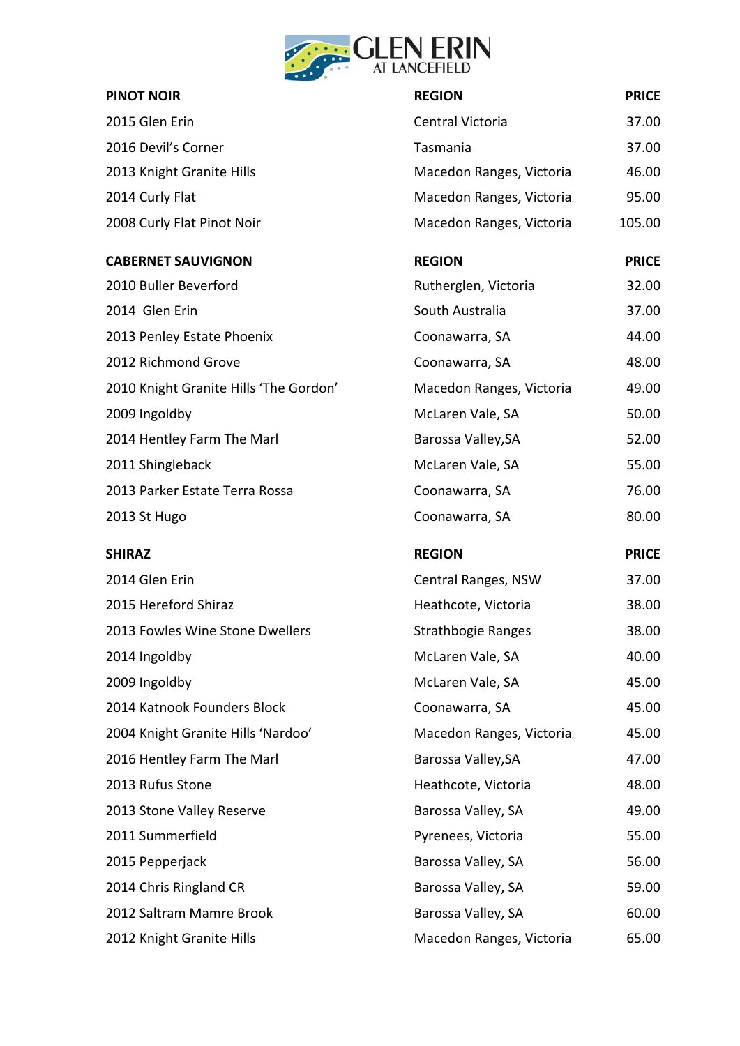# GLEN ERIN AT LANCEFIELD

| PINOT NOIR | REGION | PRICE |
|---|---|---|
| 2015 Glen Erin | Central Victoria | 37.00 |
| 2016 Devil's Corner | Tasmania | 37.00 |
| 2013 Knight Granite Hills | Macedon Ranges, Victoria | 46.00 |
| 2014 Curly Flat | Macedon Ranges, Victoria | 95.00 |
| 2008 Curly Flat Pinot Noir | Macedon Ranges, Victoria | 105.00 |

| CABERNET SAUVIGNON | REGION | PRICE |
|---|---|---|
| 2010 Buller Beverford | Rutherglen, Victoria | 32.00 |
| 2014 Glen Erin | South Australia | 37.00 |
| 2013 Penley Estate Phoenix | Coonawarra, SA | 44.00 |
| 2012 Richmond Grove | Coonawarra, SA | 48.00 |
| 2010 Knight Granite Hills 'The Gordon' | Macedon Ranges, Victoria | 49.00 |
| 2009 Ingoldby | McLaren Vale, SA | 50.00 |
| 2014 Hentley Farm The Marl | Barossa Valley,SA | 52.00 |
| 2011 Shingleback | McLaren Vale, SA | 55.00 |
| 2013 Parker Estate Terra Rossa | Coonawarra, SA | 76.00 |
| 2013 St Hugo | Coonawarra, SA | 80.00 |

| SHIRAZ | REGION | PRICE |
|---|---|---|
| 2014 Glen Erin | Central Ranges, NSW | 37.00 |
| 2015 Hereford Shiraz | Heathcote, Victoria | 38.00 |
| 2013 Fowles Wine Stone Dwellers | Strathbogie Ranges | 38.00 |
| 2014 Ingoldby | McLaren Vale, SA | 40.00 |
| 2009 Ingoldby | McLaren Vale, SA | 45.00 |
| 2014 Katnook Founders Block | Coonawarra, SA | 45.00 |
| 2004 Knight Granite Hills 'Nardoo' | Macedon Ranges, Victoria | 45.00 |
| 2016 Hentley Farm The Marl | Barossa Valley,SA | 47.00 |
| 2013 Rufus Stone | Heathcote, Victoria | 48.00 |
| 2013 Stone Valley Reserve | Barossa Valley, SA | 49.00 |
| 2011 Summerfield | Pyrenees, Victoria | 55.00 |
| 2015 Pepperjack | Barossa Valley, SA | 56.00 |
| 2014 Chris Ringland CR | Barossa Valley, SA | 59.00 |
| 2012 Saltram Mamre Brook | Barossa Valley, SA | 60.00 |
| 2012 Knight Granite Hills | Macedon Ranges, Victoria | 65.00 |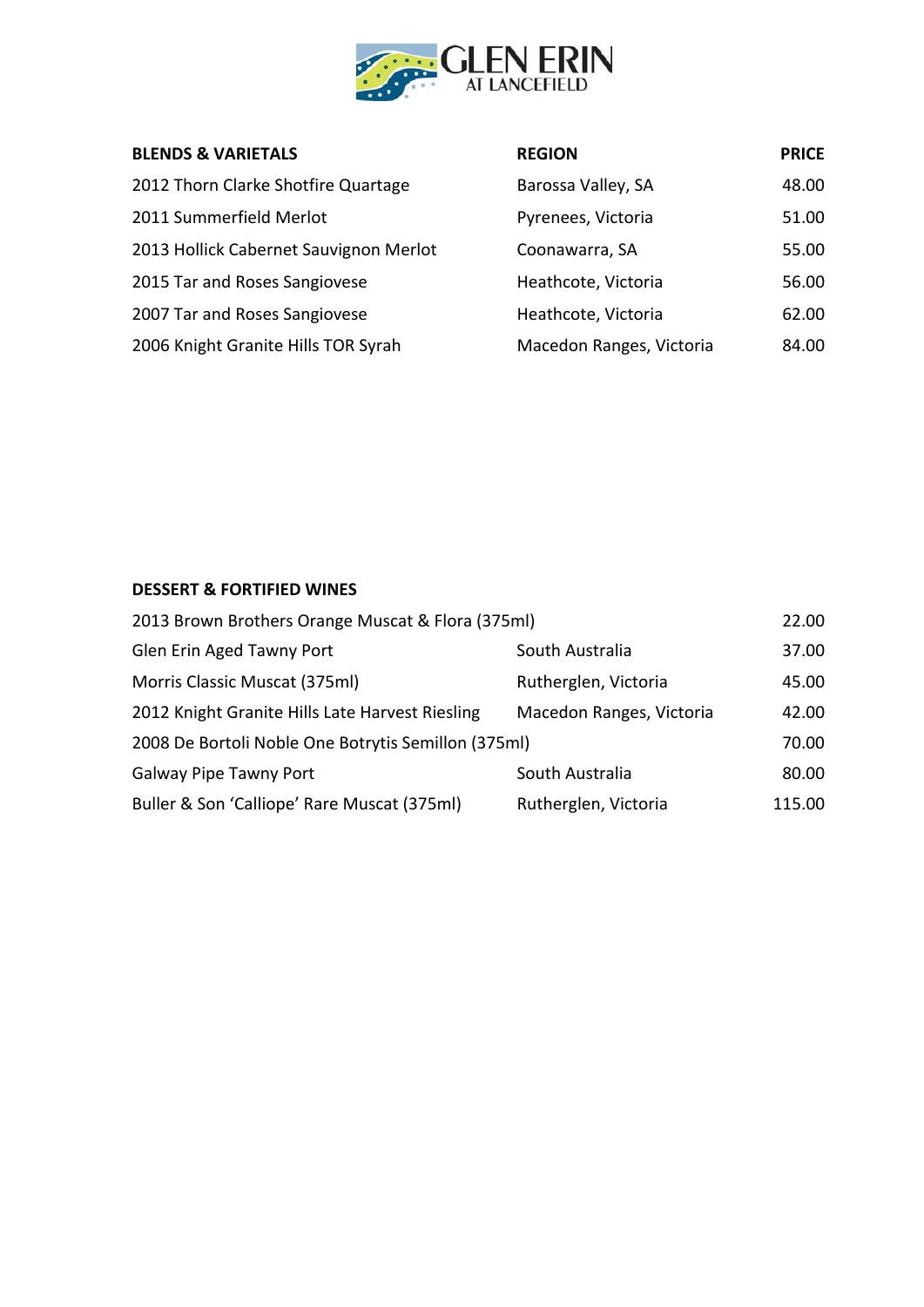GLEN ERIN AT LANCEFIELD

| BLENDS & VARIETALS | REGION | PRICE |
|---|---|---|
| 2012 Thorn Clarke Shotfire Quartage | Barossa Valley, SA | 48.00 |
| 2011 Summerfield Merlot | Pyrenees, Victoria | 51.00 |
| 2013 Hollick Cabernet Sauvignon Merlot | Coonawarra, SA | 55.00 |
| 2015 Tar and Roses Sangiovese | Heathcote, Victoria | 56.00 |
| 2007 Tar and Roses Sangiovese | Heathcote, Victoria | 62.00 |
| 2006 Knight Granite Hills TOR Syrah | Macedon Ranges, Victoria | 84.00 |

| DESSERT & FORTIFIED WINES | | |
|---|---|---|
| 2013 Brown Brothers Orange Muscat & Flora (375ml) | | 22.00 |
| Glen Erin Aged Tawny Port | South Australia | 37.00 |
| Morris Classic Muscat (375ml) | Rutherglen, Victoria | 45.00 |
| 2012 Knight Granite Hills Late Harvest Riesling | Macedon Ranges, Victoria | 42.00 |
| 2008 De Bortoli Noble One Botrytis Semillon (375ml) | | 70.00 |
| Galway Pipe Tawny Port | South Australia | 80.00 |
| Buller & Son 'Calliope' Rare Muscat (375ml) | Rutherglen, Victoria | 115.00 |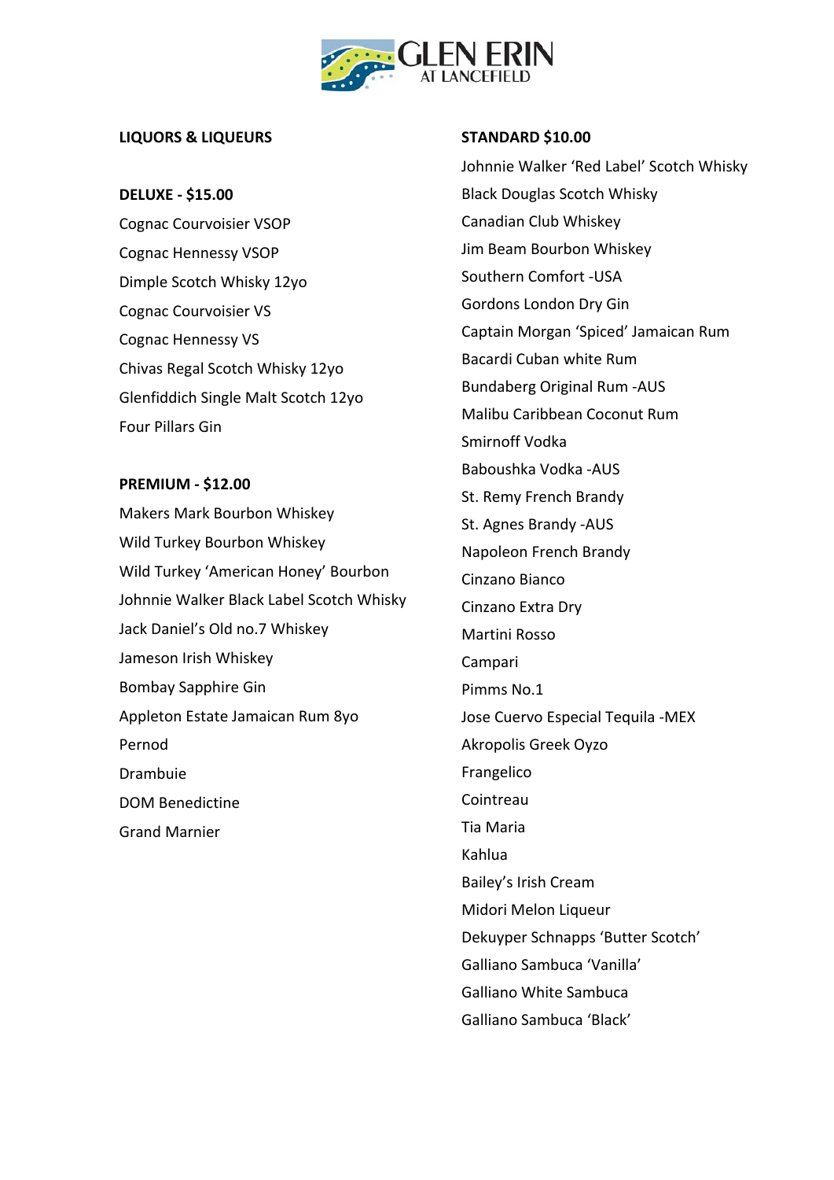GLEN ERIN AT LANCEFIELD

## LIQUORS & LIQUEURS

### DELUXE - $15.00

Cognac Courvoisier VSOP
Cognac Hennessy VSOP
Dimple Scotch Whisky 12yo
Cognac Courvoisier VS
Cognac Hennessy VS
Chivas Regal Scotch Whisky 12yo
Glenfiddich Single Malt Scotch 12yo
Four Pillars Gin

### PREMIUM - $12.00

Makers Mark Bourbon Whiskey
Wild Turkey Bourbon Whiskey
Wild Turkey 'American Honey' Bourbon
Johnnie Walker Black Label Scotch Whisky
Jack Daniel's Old no.7 Whiskey
Jameson Irish Whiskey
Bombay Sapphire Gin
Appleton Estate Jamaican Rum 8yo
Pernod
Drambuie
DOM Benedictine
Grand Marnier

### STANDARD $10.00

Johnnie Walker 'Red Label' Scotch Whisky
Black Douglas Scotch Whisky
Canadian Club Whiskey
Jim Beam Bourbon Whiskey
Southern Comfort -USA
Gordons London Dry Gin
Captain Morgan 'Spiced' Jamaican Rum
Bacardi Cuban white Rum
Bundaberg Original Rum -AUS
Malibu Caribbean Coconut Rum
Smirnoff Vodka
Baboushka Vodka -AUS
St. Remy French Brandy
St. Agnes Brandy -AUS
Napoleon French Brandy
Cinzano Bianco
Cinzano Extra Dry
Martini Rosso
Campari
Pimms No.1
Jose Cuervo Especial Tequila -MEX
Akropolis Greek Oyzo
Frangelico
Cointreau
Tia Maria
Kahlua
Bailey's Irish Cream
Midori Melon Liqueur
Dekuyper Schnapps 'Butter Scotch'
Galliano Sambuca 'Vanilla'
Galliano White Sambuca
Galliano Sambuca 'Black'